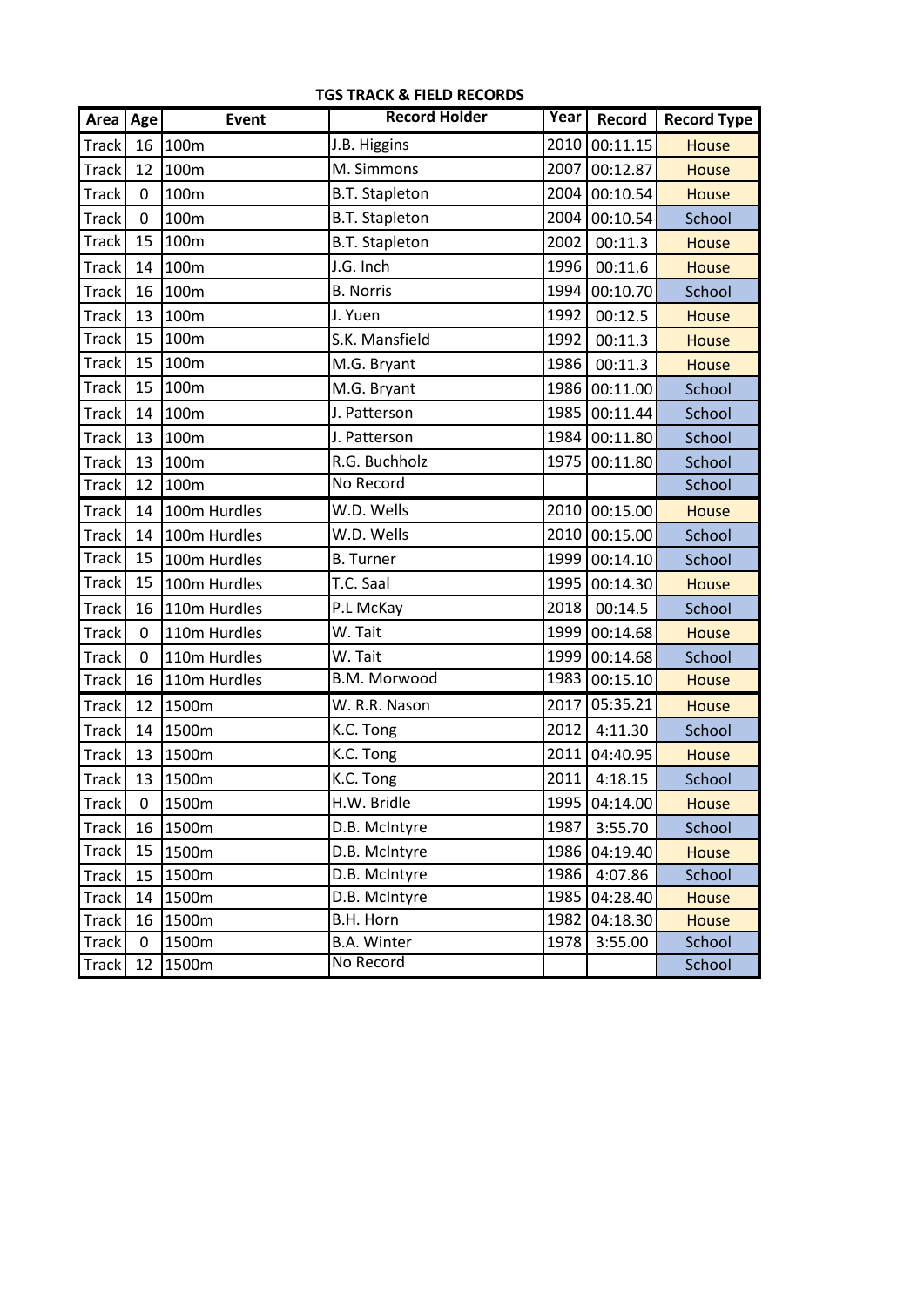**TGS TRACK & FIELD RECORDS**

| Area | Age | Event | Record Holder | Year | Record | Record Type |
|---|---|---|---|---|---|---|
| Track | 16 | 100m | J.B. Higgins | 2010 | 00:11.15 | House |
| Track | 12 | 100m | M. Simmons | 2007 | 00:12.87 | House |
| Track | 0 | 100m | B.T. Stapleton | 2004 | 00:10.54 | House |
| Track | 0 | 100m | B.T. Stapleton | 2004 | 00:10.54 | School |
| Track | 15 | 100m | B.T. Stapleton | 2002 | 00:11.3 | House |
| Track | 14 | 100m | J.G. Inch | 1996 | 00:11.6 | House |
| Track | 16 | 100m | B. Norris | 1994 | 00:10.70 | School |
| Track | 13 | 100m | J. Yuen | 1992 | 00:12.5 | House |
| Track | 15 | 100m | S.K. Mansfield | 1992 | 00:11.3 | House |
| Track | 15 | 100m | M.G. Bryant | 1986 | 00:11.3 | House |
| Track | 15 | 100m | M.G. Bryant | 1986 | 00:11.00 | School |
| Track | 14 | 100m | J. Patterson | 1985 | 00:11.44 | School |
| Track | 13 | 100m | J. Patterson | 1984 | 00:11.80 | School |
| Track | 13 | 100m | R.G. Buchholz | 1975 | 00:11.80 | School |
| Track | 12 | 100m | No Record | | | School |
| Track | 14 | 100m Hurdles | W.D. Wells | 2010 | 00:15.00 | House |
| Track | 14 | 100m Hurdles | W.D. Wells | 2010 | 00:15.00 | School |
| Track | 15 | 100m Hurdles | B. Turner | 1999 | 00:14.10 | School |
| Track | 15 | 100m Hurdles | T.C. Saal | 1995 | 00:14.30 | House |
| Track | 16 | 110m Hurdles | P.L McKay | 2018 | 00:14.5 | School |
| Track | 0 | 110m Hurdles | W. Tait | 1999 | 00:14.68 | House |
| Track | 0 | 110m Hurdles | W. Tait | 1999 | 00:14.68 | School |
| Track | 16 | 110m Hurdles | B.M. Morwood | 1983 | 00:15.10 | House |
| Track | 12 | 1500m | W. R.R. Nason | 2017 | 05:35.21 | House |
| Track | 14 | 1500m | K.C. Tong | 2012 | 4:11.30 | School |
| Track | 13 | 1500m | K.C. Tong | 2011 | 04:40.95 | House |
| Track | 13 | 1500m | K.C. Tong | 2011 | 4:18.15 | School |
| Track | 0 | 1500m | H.W. Bridle | 1995 | 04:14.00 | House |
| Track | 16 | 1500m | D.B. McIntyre | 1987 | 3:55.70 | School |
| Track | 15 | 1500m | D.B. McIntyre | 1986 | 04:19.40 | House |
| Track | 15 | 1500m | D.B. McIntyre | 1986 | 4:07.86 | School |
| Track | 14 | 1500m | D.B. McIntyre | 1985 | 04:28.40 | House |
| Track | 16 | 1500m | B.H. Horn | 1982 | 04:18.30 | House |
| Track | 0 | 1500m | B.A. Winter | 1978 | 3:55.00 | School |
| Track | 12 | 1500m | No Record | | | School |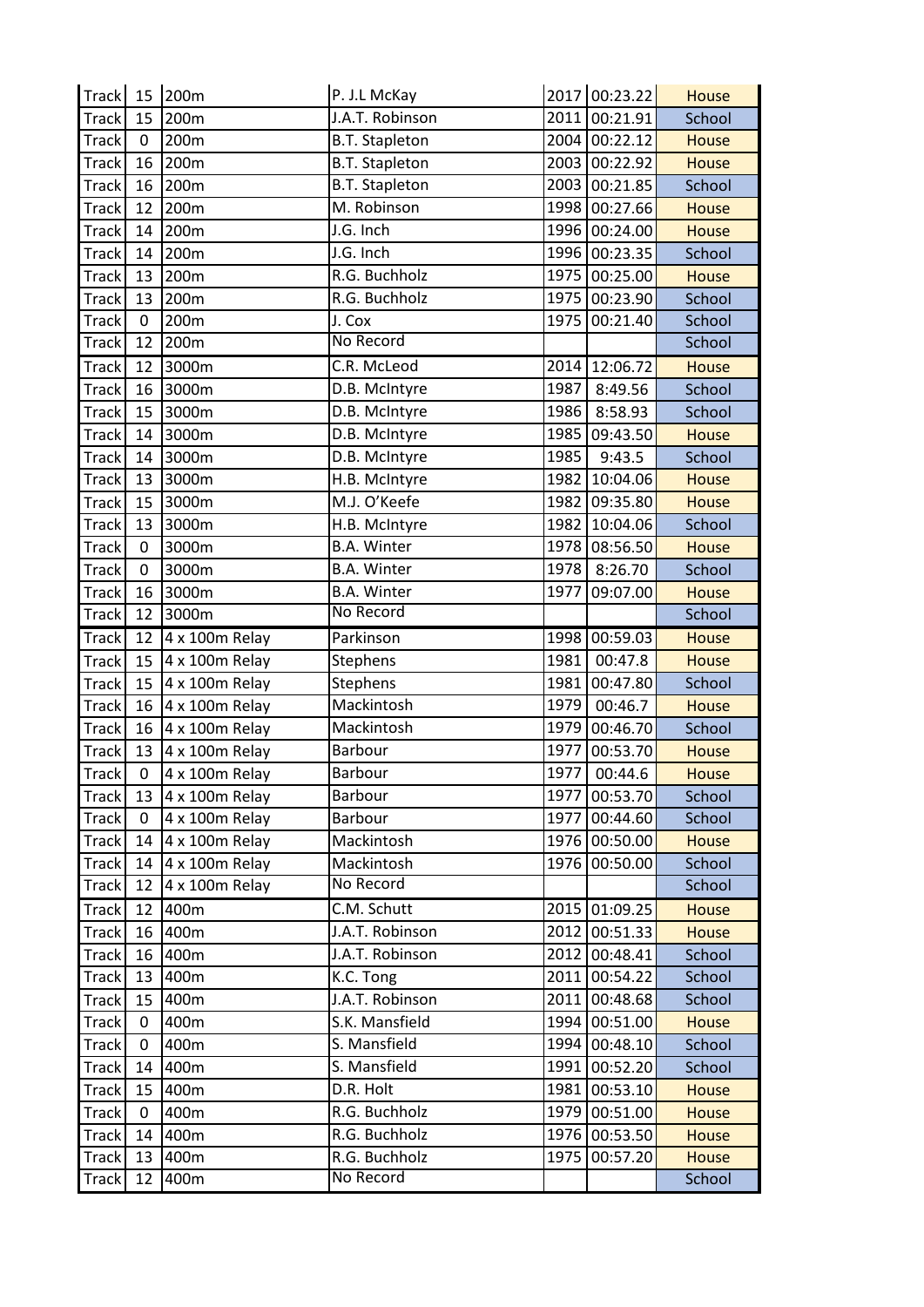| | | | | | | |
|---|---|---|---|---|---|---|
| Track | 15 | 200m | P. J.L McKay | 2017 | 00:23.22 | House |
| Track | 15 | 200m | J.A.T. Robinson | 2011 | 00:21.91 | School |
| Track | 0 | 200m | B.T. Stapleton | 2004 | 00:22.12 | House |
| Track | 16 | 200m | B.T. Stapleton | 2003 | 00:22.92 | House |
| Track | 16 | 200m | B.T. Stapleton | 2003 | 00:21.85 | School |
| Track | 12 | 200m | M. Robinson | 1998 | 00:27.66 | House |
| Track | 14 | 200m | J.G. Inch | 1996 | 00:24.00 | House |
| Track | 14 | 200m | J.G. Inch | 1996 | 00:23.35 | School |
| Track | 13 | 200m | R.G. Buchholz | 1975 | 00:25.00 | House |
| Track | 13 | 200m | R.G. Buchholz | 1975 | 00:23.90 | School |
| Track | 0 | 200m | J. Cox | 1975 | 00:21.40 | School |
| Track | 12 | 200m | No Record | | | School |
| Track | 12 | 3000m | C.R. McLeod | 2014 | 12:06.72 | House |
| Track | 16 | 3000m | D.B. McIntyre | 1987 | 8:49.56 | School |
| Track | 15 | 3000m | D.B. McIntyre | 1986 | 8:58.93 | School |
| Track | 14 | 3000m | D.B. McIntyre | 1985 | 09:43.50 | House |
| Track | 14 | 3000m | D.B. McIntyre | 1985 | 9:43.5 | School |
| Track | 13 | 3000m | H.B. McIntyre | 1982 | 10:04.06 | House |
| Track | 15 | 3000m | M.J. O'Keefe | 1982 | 09:35.80 | House |
| Track | 13 | 3000m | H.B. McIntyre | 1982 | 10:04.06 | School |
| Track | 0 | 3000m | B.A. Winter | 1978 | 08:56.50 | House |
| Track | 0 | 3000m | B.A. Winter | 1978 | 8:26.70 | School |
| Track | 16 | 3000m | B.A. Winter | 1977 | 09:07.00 | House |
| Track | 12 | 3000m | No Record | | | School |
| Track | 12 | 4 x 100m Relay | Parkinson | 1998 | 00:59.03 | House |
| Track | 15 | 4 x 100m Relay | Stephens | 1981 | 00:47.8 | House |
| Track | 15 | 4 x 100m Relay | Stephens | 1981 | 00:47.80 | School |
| Track | 16 | 4 x 100m Relay | Mackintosh | 1979 | 00:46.7 | House |
| Track | 16 | 4 x 100m Relay | Mackintosh | 1979 | 00:46.70 | School |
| Track | 13 | 4 x 100m Relay | Barbour | 1977 | 00:53.70 | House |
| Track | 0 | 4 x 100m Relay | Barbour | 1977 | 00:44.6 | House |
| Track | 13 | 4 x 100m Relay | Barbour | 1977 | 00:53.70 | School |
| Track | 0 | 4 x 100m Relay | Barbour | 1977 | 00:44.60 | School |
| Track | 14 | 4 x 100m Relay | Mackintosh | 1976 | 00:50.00 | House |
| Track | 14 | 4 x 100m Relay | Mackintosh | 1976 | 00:50.00 | School |
| Track | 12 | 4 x 100m Relay | No Record | | | School |
| Track | 12 | 400m | C.M. Schutt | 2015 | 01:09.25 | House |
| Track | 16 | 400m | J.A.T. Robinson | 2012 | 00:51.33 | House |
| Track | 16 | 400m | J.A.T. Robinson | 2012 | 00:48.41 | School |
| Track | 13 | 400m | K.C. Tong | 2011 | 00:54.22 | School |
| Track | 15 | 400m | J.A.T. Robinson | 2011 | 00:48.68 | School |
| Track | 0 | 400m | S.K. Mansfield | 1994 | 00:51.00 | House |
| Track | 0 | 400m | S. Mansfield | 1994 | 00:48.10 | School |
| Track | 14 | 400m | S. Mansfield | 1991 | 00:52.20 | School |
| Track | 15 | 400m | D.R. Holt | 1981 | 00:53.10 | House |
| Track | 0 | 400m | R.G. Buchholz | 1979 | 00:51.00 | House |
| Track | 14 | 400m | R.G. Buchholz | 1976 | 00:53.50 | House |
| Track | 13 | 400m | R.G. Buchholz | 1975 | 00:57.20 | House |
| Track | 12 | 400m | No Record | | | School |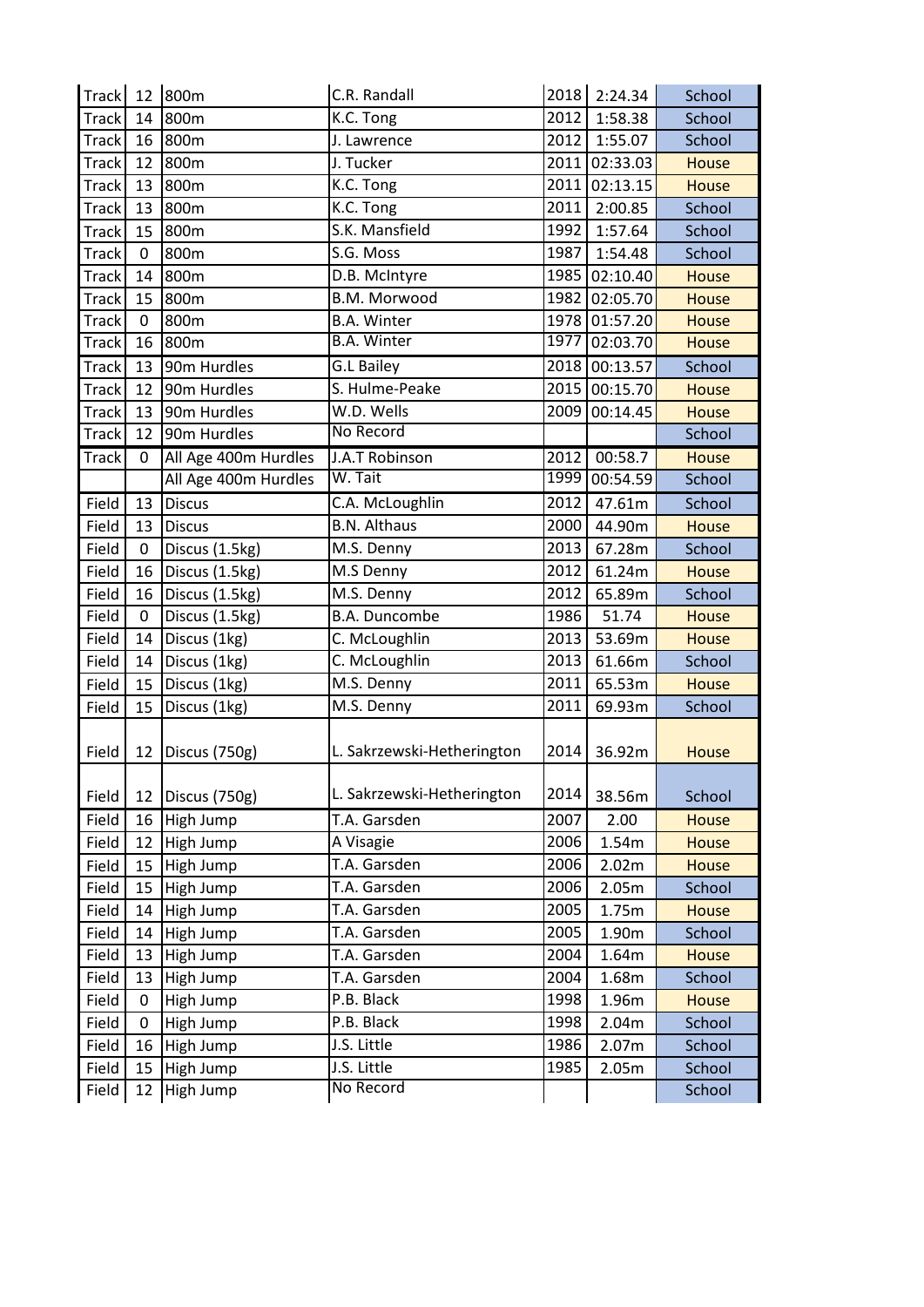| | | | | | | |
|---|---|---|---|---|---|---|
| Track | 12 | 800m | C.R. Randall | 2018 | 2:24.34 | School |
| Track | 14 | 800m | K.C. Tong | 2012 | 1:58.38 | School |
| Track | 16 | 800m | J. Lawrence | 2012 | 1:55.07 | School |
| Track | 12 | 800m | J. Tucker | 2011 | 02:33.03 | House |
| Track | 13 | 800m | K.C. Tong | 2011 | 02:13.15 | House |
| Track | 13 | 800m | K.C. Tong | 2011 | 2:00.85 | School |
| Track | 15 | 800m | S.K. Mansfield | 1992 | 1:57.64 | School |
| Track | 0 | 800m | S.G. Moss | 1987 | 1:54.48 | School |
| Track | 14 | 800m | D.B. McIntyre | 1985 | 02:10.40 | House |
| Track | 15 | 800m | B.M. Morwood | 1982 | 02:05.70 | House |
| Track | 0 | 800m | B.A. Winter | 1978 | 01:57.20 | House |
| Track | 16 | 800m | B.A. Winter | 1977 | 02:03.70 | House |
| Track | 13 | 90m Hurdles | G.L Bailey | 2018 | 00:13.57 | School |
| Track | 12 | 90m Hurdles | S. Hulme-Peake | 2015 | 00:15.70 | House |
| Track | 13 | 90m Hurdles | W.D. Wells | 2009 | 00:14.45 | House |
| Track | 12 | 90m Hurdles | No Record | | | School |
| Track | 0 | All Age 400m Hurdles | J.A.T Robinson | 2012 | 00:58.7 | House |
| | | All Age 400m Hurdles | W. Tait | 1999 | 00:54.59 | School |
| Field | 13 | Discus | C.A. McLoughlin | 2012 | 47.61m | School |
| Field | 13 | Discus | B.N. Althaus | 2000 | 44.90m | House |
| Field | 0 | Discus (1.5kg) | M.S. Denny | 2013 | 67.28m | School |
| Field | 16 | Discus (1.5kg) | M.S Denny | 2012 | 61.24m | House |
| Field | 16 | Discus (1.5kg) | M.S. Denny | 2012 | 65.89m | School |
| Field | 0 | Discus (1.5kg) | B.A. Duncombe | 1986 | 51.74 | House |
| Field | 14 | Discus (1kg) | C. McLoughlin | 2013 | 53.69m | House |
| Field | 14 | Discus (1kg) | C. McLoughlin | 2013 | 61.66m | School |
| Field | 15 | Discus (1kg) | M.S. Denny | 2011 | 65.53m | House |
| Field | 15 | Discus (1kg) | M.S. Denny | 2011 | 69.93m | School |
| Field | 12 | Discus (750g) | L. Sakrzewski-Hetherington | 2014 | 36.92m | House |
| Field | 12 | Discus (750g) | L. Sakrzewski-Hetherington | 2014 | 38.56m | School |
| Field | 16 | High Jump | T.A. Garsden | 2007 | 2.00 | House |
| Field | 12 | High Jump | A Visagie | 2006 | 1.54m | House |
| Field | 15 | High Jump | T.A. Garsden | 2006 | 2.02m | House |
| Field | 15 | High Jump | T.A. Garsden | 2006 | 2.05m | School |
| Field | 14 | High Jump | T.A. Garsden | 2005 | 1.75m | House |
| Field | 14 | High Jump | T.A. Garsden | 2005 | 1.90m | School |
| Field | 13 | High Jump | T.A. Garsden | 2004 | 1.64m | House |
| Field | 13 | High Jump | T.A. Garsden | 2004 | 1.68m | School |
| Field | 0 | High Jump | P.B. Black | 1998 | 1.96m | House |
| Field | 0 | High Jump | P.B. Black | 1998 | 2.04m | School |
| Field | 16 | High Jump | J.S. Little | 1986 | 2.07m | School |
| Field | 15 | High Jump | J.S. Little | 1985 | 2.05m | School |
| Field | 12 | High Jump | No Record | | | School |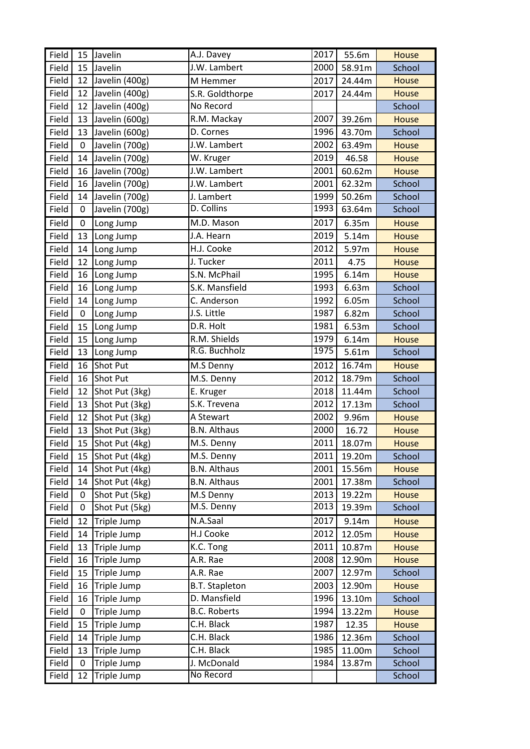| | | | | | | |
|---|---|---|---|---|---|---|
| Field | 15 | Javelin | A.J. Davey | 2017 | 55.6m | House |
| Field | 15 | Javelin | J.W. Lambert | 2000 | 58.91m | School |
| Field | 12 | Javelin (400g) | M Hemmer | 2017 | 24.44m | House |
| Field | 12 | Javelin (400g) | S.R. Goldthorpe | 2017 | 24.44m | House |
| Field | 12 | Javelin (400g) | No Record | | | School |
| Field | 13 | Javelin (600g) | R.M. Mackay | 2007 | 39.26m | House |
| Field | 13 | Javelin (600g) | D. Cornes | 1996 | 43.70m | School |
| Field | 0 | Javelin (700g) | J.W. Lambert | 2002 | 63.49m | House |
| Field | 14 | Javelin (700g) | W. Kruger | 2019 | 46.58 | House |
| Field | 16 | Javelin (700g) | J.W. Lambert | 2001 | 60.62m | House |
| Field | 16 | Javelin (700g) | J.W. Lambert | 2001 | 62.32m | School |
| Field | 14 | Javelin (700g) | J. Lambert | 1999 | 50.26m | School |
| Field | 0 | Javelin (700g) | D. Collins | 1993 | 63.64m | School |
| Field | 0 | Long Jump | M.D. Mason | 2017 | 6.35m | House |
| Field | 13 | Long Jump | J.A. Hearn | 2019 | 5.14m | House |
| Field | 14 | Long Jump | H.J. Cooke | 2012 | 5.97m | House |
| Field | 12 | Long Jump | J. Tucker | 2011 | 4.75 | House |
| Field | 16 | Long Jump | S.N. McPhail | 1995 | 6.14m | House |
| Field | 16 | Long Jump | S.K. Mansfield | 1993 | 6.63m | School |
| Field | 14 | Long Jump | C. Anderson | 1992 | 6.05m | School |
| Field | 0 | Long Jump | J.S. Little | 1987 | 6.82m | School |
| Field | 15 | Long Jump | D.R. Holt | 1981 | 6.53m | School |
| Field | 15 | Long Jump | R.M. Shields | 1979 | 6.14m | House |
| Field | 13 | Long Jump | R.G. Buchholz | 1975 | 5.61m | School |
| Field | 16 | Shot Put | M.S Denny | 2012 | 16.74m | House |
| Field | 16 | Shot Put | M.S. Denny | 2012 | 18.79m | School |
| Field | 12 | Shot Put (3kg) | E. Kruger | 2018 | 11.44m | School |
| Field | 13 | Shot Put (3kg) | S.K. Trevena | 2012 | 17.13m | School |
| Field | 12 | Shot Put (3kg) | A Stewart | 2002 | 9.96m | House |
| Field | 13 | Shot Put (3kg) | B.N. Althaus | 2000 | 16.72 | House |
| Field | 15 | Shot Put (4kg) | M.S. Denny | 2011 | 18.07m | House |
| Field | 15 | Shot Put (4kg) | M.S. Denny | 2011 | 19.20m | School |
| Field | 14 | Shot Put (4kg) | B.N. Althaus | 2001 | 15.56m | House |
| Field | 14 | Shot Put (4kg) | B.N. Althaus | 2001 | 17.38m | School |
| Field | 0 | Shot Put (5kg) | M.S Denny | 2013 | 19.22m | House |
| Field | 0 | Shot Put (5kg) | M.S. Denny | 2013 | 19.39m | School |
| Field | 12 | Triple Jump | N.A.Saal | 2017 | 9.14m | House |
| Field | 14 | Triple Jump | H.J Cooke | 2012 | 12.05m | House |
| Field | 13 | Triple Jump | K.C. Tong | 2011 | 10.87m | House |
| Field | 16 | Triple Jump | A.R. Rae | 2008 | 12.90m | House |
| Field | 15 | Triple Jump | A.R. Rae | 2007 | 12.97m | School |
| Field | 16 | Triple Jump | B.T. Stapleton | 2003 | 12.90m | House |
| Field | 16 | Triple Jump | D. Mansfield | 1996 | 13.10m | School |
| Field | 0 | Triple Jump | B.C. Roberts | 1994 | 13.22m | House |
| Field | 15 | Triple Jump | C.H. Black | 1987 | 12.35 | House |
| Field | 14 | Triple Jump | C.H. Black | 1986 | 12.36m | School |
| Field | 13 | Triple Jump | C.H. Black | 1985 | 11.00m | School |
| Field | 0 | Triple Jump | J. McDonald | 1984 | 13.87m | School |
| Field | 12 | Triple Jump | No Record | | | School |